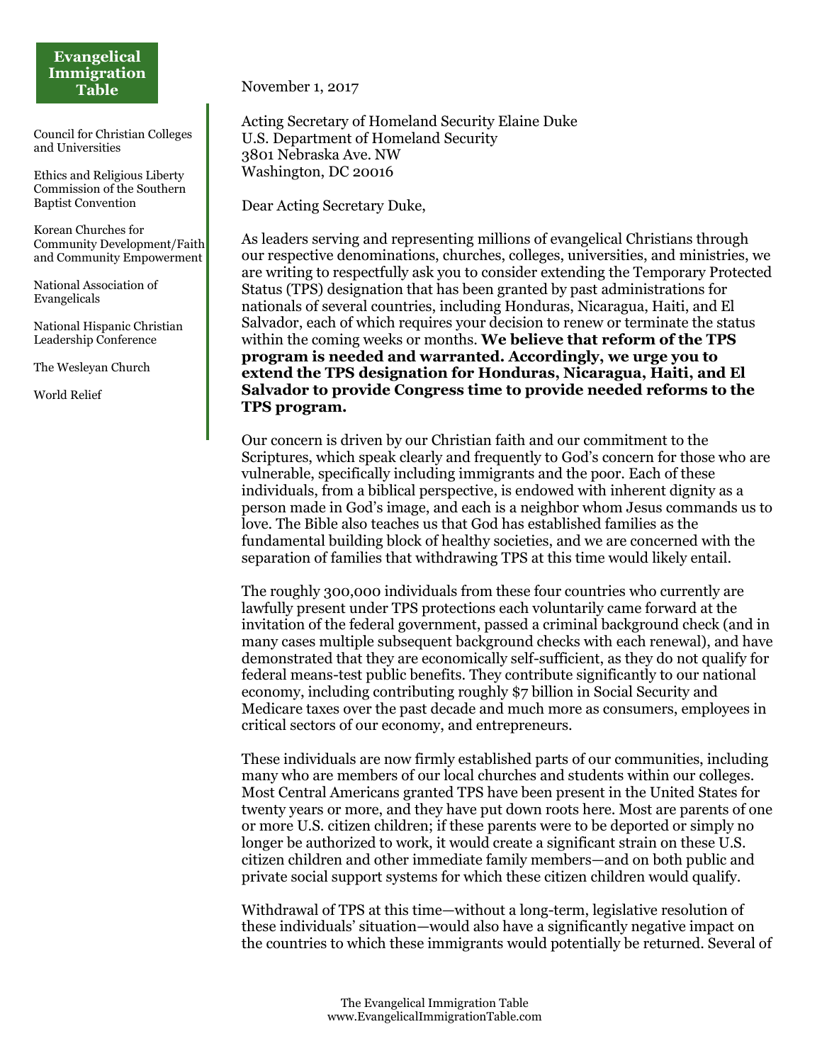**Evangelical Immigration Table**

Council for Christian Colleges and Universities

Ethics and Religious Liberty Commission of the Southern Baptist Convention

Korean Churches for Community Development/Faith and Community Empowerment

National Association of Evangelicals

National Hispanic Christian Leadership Conference

The Wesleyan Church

World Relief

November 1, 2017

Acting Secretary of Homeland Security Elaine Duke
U.S. Department of Homeland Security
3801 Nebraska Ave. NW
Washington, DC 20016

Dear Acting Secretary Duke,

As leaders serving and representing millions of evangelical Christians through our respective denominations, churches, colleges, universities, and ministries, we are writing to respectfully ask you to consider extending the Temporary Protected Status (TPS) designation that has been granted by past administrations for nationals of several countries, including Honduras, Nicaragua, Haiti, and El Salvador, each of which requires your decision to renew or terminate the status within the coming weeks or months. **We believe that reform of the TPS program is needed and warranted. Accordingly, we urge you to extend the TPS designation for Honduras, Nicaragua, Haiti, and El Salvador to provide Congress time to provide needed reforms to the TPS program.**

Our concern is driven by our Christian faith and our commitment to the Scriptures, which speak clearly and frequently to God's concern for those who are vulnerable, specifically including immigrants and the poor. Each of these individuals, from a biblical perspective, is endowed with inherent dignity as a person made in God's image, and each is a neighbor whom Jesus commands us to love. The Bible also teaches us that God has established families as the fundamental building block of healthy societies, and we are concerned with the separation of families that withdrawing TPS at this time would likely entail.

The roughly 300,000 individuals from these four countries who currently are lawfully present under TPS protections each voluntarily came forward at the invitation of the federal government, passed a criminal background check (and in many cases multiple subsequent background checks with each renewal), and have demonstrated that they are economically self-sufficient, as they do not qualify for federal means-test public benefits. They contribute significantly to our national economy, including contributing roughly $7 billion in Social Security and Medicare taxes over the past decade and much more as consumers, employees in critical sectors of our economy, and entrepreneurs.

These individuals are now firmly established parts of our communities, including many who are members of our local churches and students within our colleges. Most Central Americans granted TPS have been present in the United States for twenty years or more, and they have put down roots here. Most are parents of one or more U.S. citizen children; if these parents were to be deported or simply no longer be authorized to work, it would create a significant strain on these U.S. citizen children and other immediate family members—and on both public and private social support systems for which these citizen children would qualify.

Withdrawal of TPS at this time—without a long-term, legislative resolution of these individuals' situation—would also have a significantly negative impact on the countries to which these immigrants would potentially be returned. Several of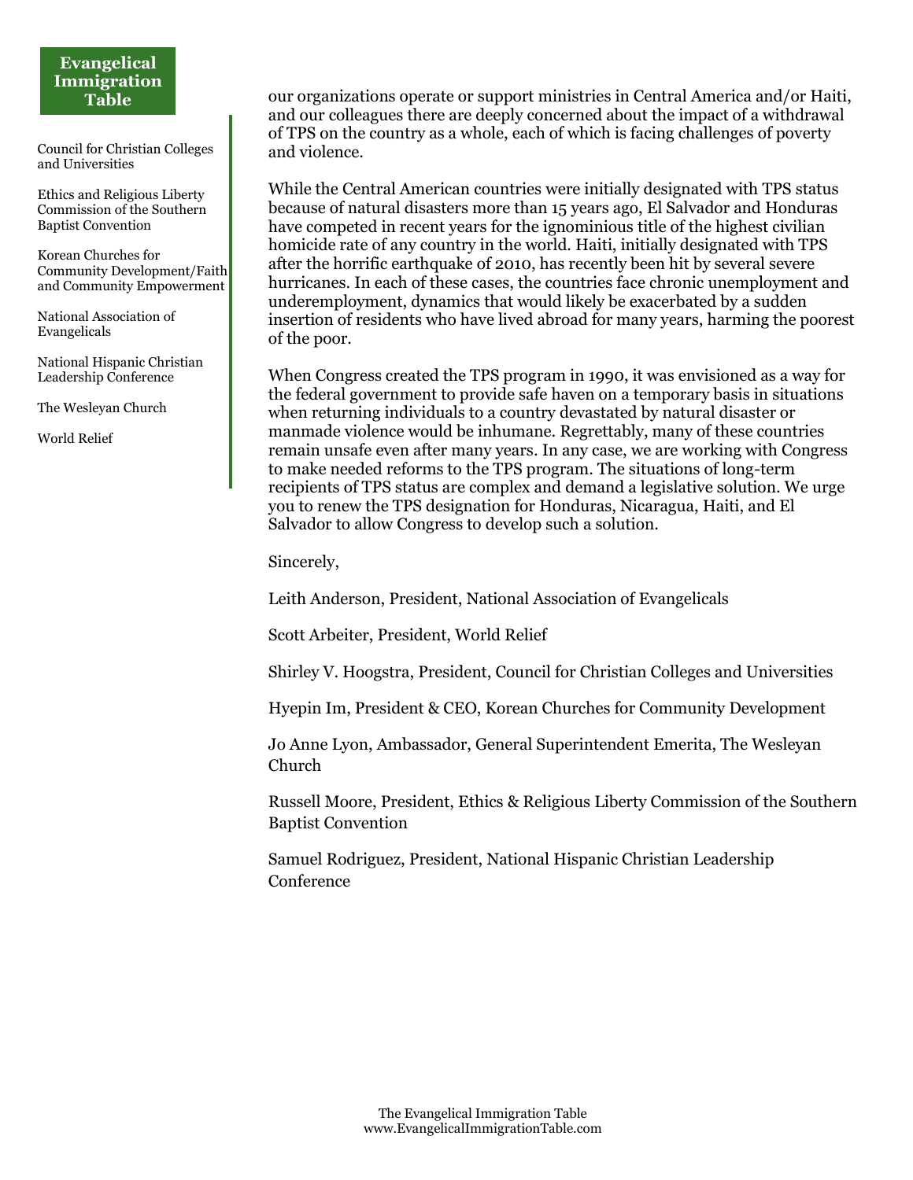**Evangelical Immigration Table**

Council for Christian Colleges and Universities

Ethics and Religious Liberty Commission of the Southern Baptist Convention

Korean Churches for Community Development/Faith and Community Empowerment

National Association of Evangelicals

National Hispanic Christian Leadership Conference

The Wesleyan Church

World Relief

our organizations operate or support ministries in Central America and/or Haiti, and our colleagues there are deeply concerned about the impact of a withdrawal of TPS on the country as a whole, each of which is facing challenges of poverty and violence.

While the Central American countries were initially designated with TPS status because of natural disasters more than 15 years ago, El Salvador and Honduras have competed in recent years for the ignominious title of the highest civilian homicide rate of any country in the world. Haiti, initially designated with TPS after the horrific earthquake of 2010, has recently been hit by several severe hurricanes. In each of these cases, the countries face chronic unemployment and underemployment, dynamics that would likely be exacerbated by a sudden insertion of residents who have lived abroad for many years, harming the poorest of the poor.

When Congress created the TPS program in 1990, it was envisioned as a way for the federal government to provide safe haven on a temporary basis in situations when returning individuals to a country devastated by natural disaster or manmade violence would be inhumane. Regrettably, many of these countries remain unsafe even after many years. In any case, we are working with Congress to make needed reforms to the TPS program. The situations of long-term recipients of TPS status are complex and demand a legislative solution. We urge you to renew the TPS designation for Honduras, Nicaragua, Haiti, and El Salvador to allow Congress to develop such a solution.

Sincerely,

Leith Anderson, President, National Association of Evangelicals

Scott Arbeiter, President, World Relief

Shirley V. Hoogstra, President, Council for Christian Colleges and Universities

Hyepin Im, President & CEO, Korean Churches for Community Development

Jo Anne Lyon, Ambassador, General Superintendent Emerita, The Wesleyan Church

Russell Moore, President, Ethics & Religious Liberty Commission of the Southern Baptist Convention

Samuel Rodriguez, President, National Hispanic Christian Leadership Conference